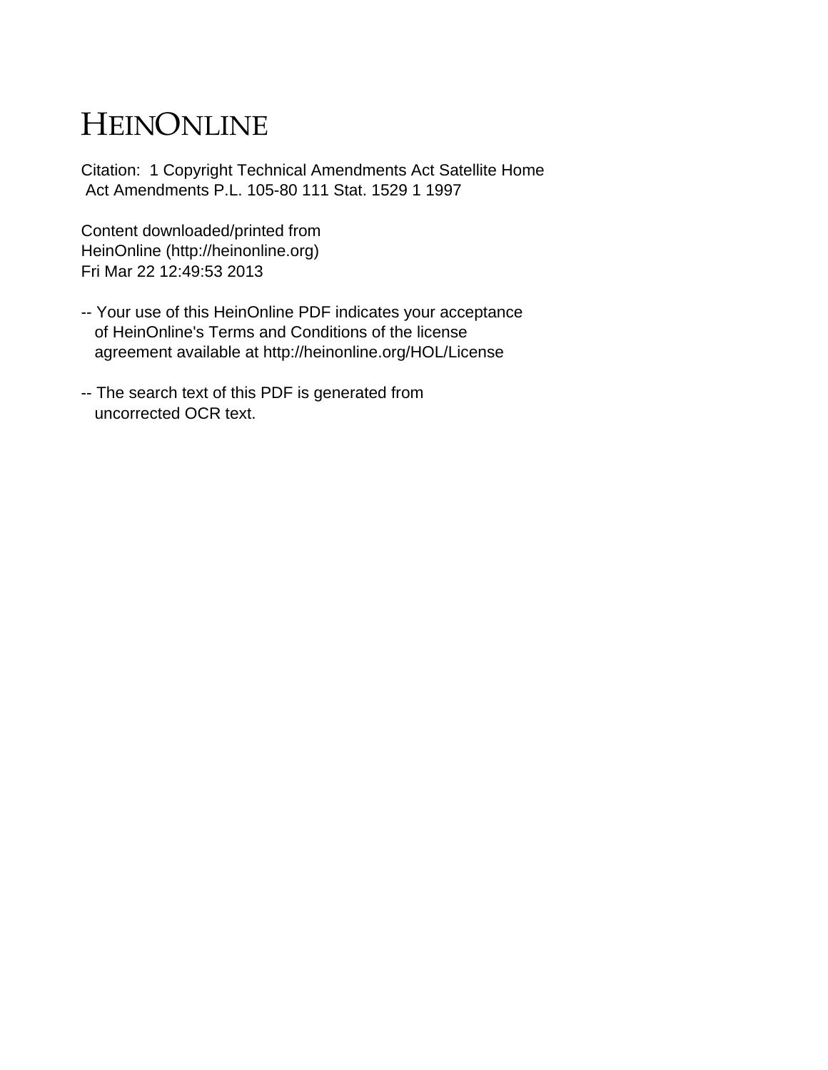# HEINONLINE

Citation: 1 Copyright Technical Amendments Act Satellite Home Act Amendments P.L. 105-80 111 Stat. 1529 1 1997

Content downloaded/printed from
HeinOnline (http://heinonline.org)
Fri Mar 22 12:49:53 2013

-- Your use of this HeinOnline PDF indicates your acceptance of HeinOnline's Terms and Conditions of the license agreement available at http://heinonline.org/HOL/License

-- The search text of this PDF is generated from uncorrected OCR text.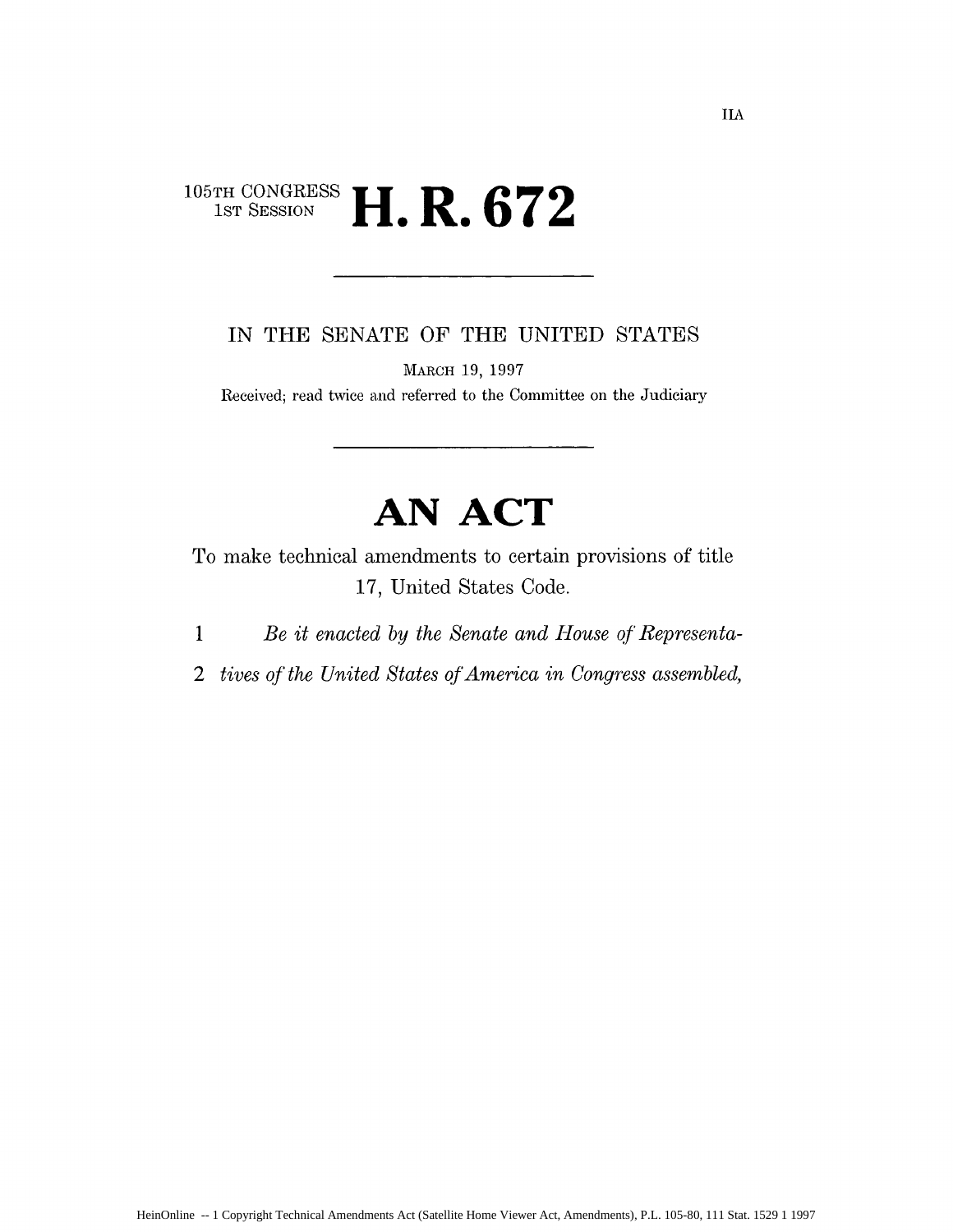105TH CONGRESS
1ST SESSION

# H. R. 672

IN THE SENATE OF THE UNITED STATES

MARCH 19, 1997

Received; read twice and referred to the Committee on the Judiciary

# AN ACT

To make technical amendments to certain provisions of title 17, United States Code.

1 *Be it enacted by the Senate and House of Representa-*

2 *tives of the United States of America in Congress assembled,*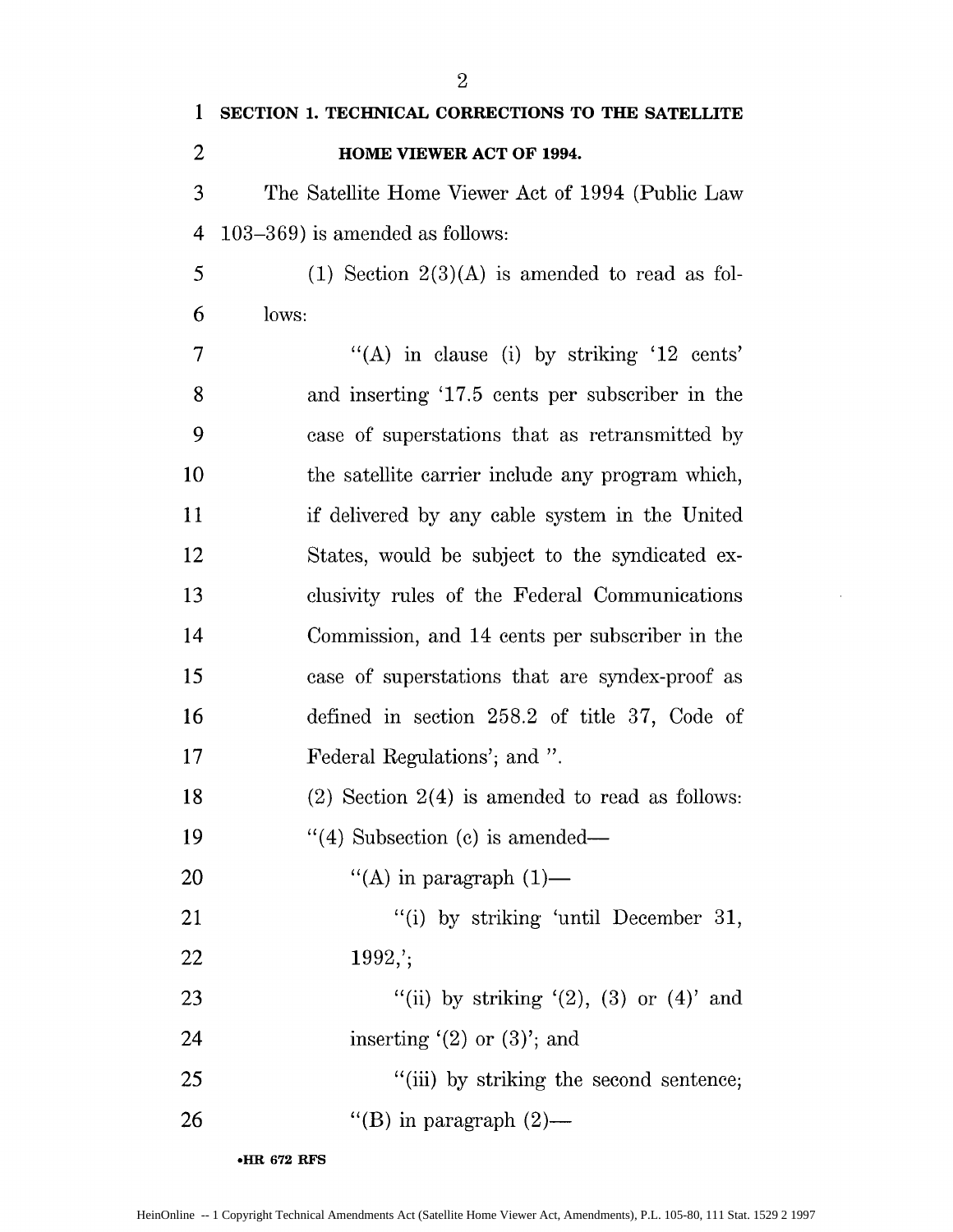**SECTION 1. TECHNICAL CORRECTIONS TO THE SATELLITE HOME VIEWER ACT OF 1994.**

The Satellite Home Viewer Act of 1994 (Public Law 103–369) is amended as follows:

(1) Section 2(3)(A) is amended to read as follows:

"(A) in clause (i) by striking '12 cents' and inserting '17.5 cents per subscriber in the case of superstations that as retransmitted by the satellite carrier include any program which, if delivered by any cable system in the United States, would be subject to the syndicated exclusivity rules of the Federal Communications Commission, and 14 cents per subscriber in the case of superstations that are syndex-proof as defined in section 258.2 of title 37, Code of Federal Regulations'; and ".

(2) Section 2(4) is amended to read as follows:

"(4) Subsection (c) is amended—

"(A) in paragraph (1)—

"(i) by striking 'until December 31, 1992,';

"(ii) by striking '(2), (3) or (4)' and inserting '(2) or (3)'; and

"(iii) by striking the second sentence;

"(B) in paragraph (2)—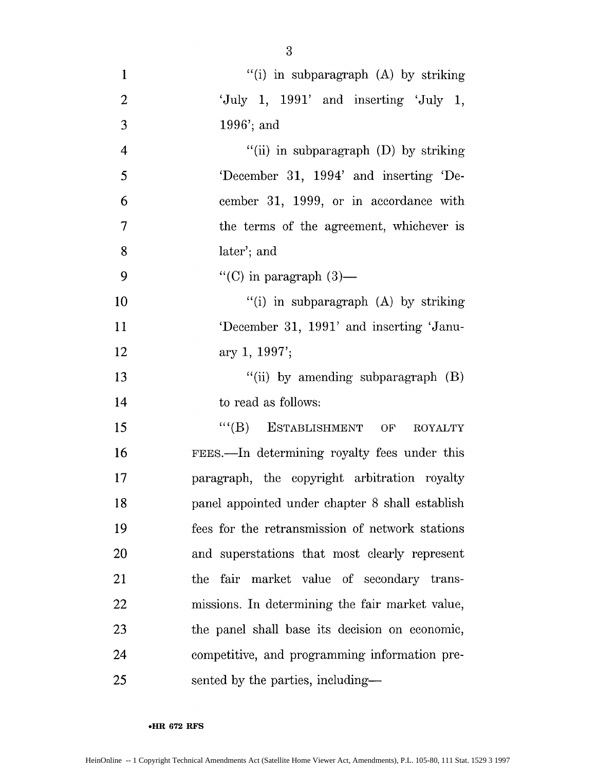"(i) in subparagraph (A) by striking 'July 1, 1991' and inserting 'July 1, 1996'; and

"(ii) in subparagraph (D) by striking 'December 31, 1994' and inserting 'December 31, 1999, or in accordance with the terms of the agreement, whichever is later'; and

"(C) in paragraph (3)—

"(i) in subparagraph (A) by striking 'December 31, 1991' and inserting 'January 1, 1997';

"(ii) by amending subparagraph (B) to read as follows:

"'(B) ESTABLISHMENT OF ROYALTY FEES.—In determining royalty fees under this paragraph, the copyright arbitration royalty panel appointed under chapter 8 shall establish fees for the retransmission of network stations and superstations that most clearly represent the fair market value of secondary transmissions. In determining the fair market value, the panel shall base its decision on economic, competitive, and programming information presented by the parties, including—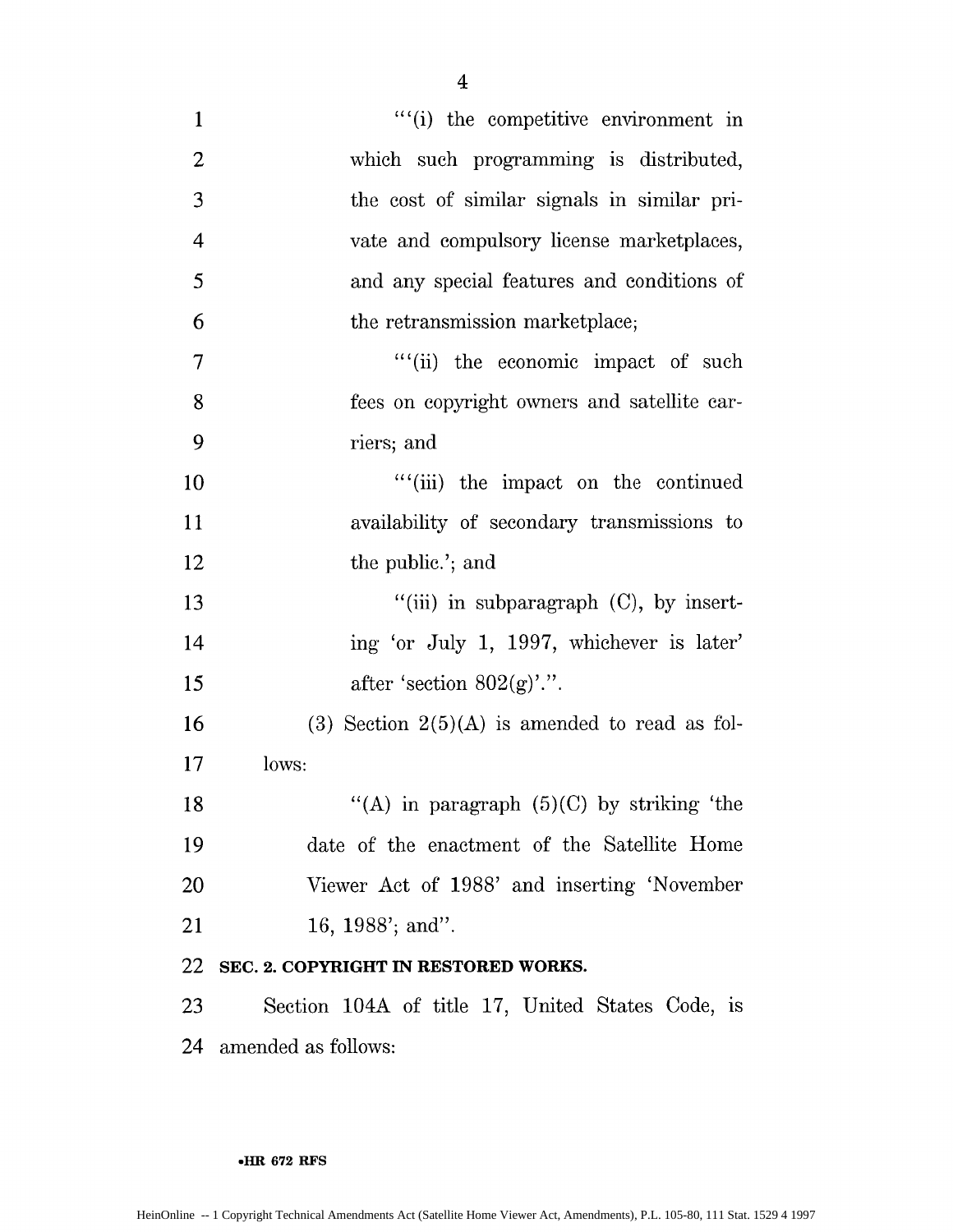"'(i) the competitive environment in which such programming is distributed, the cost of similar signals in similar private and compulsory license marketplaces, and any special features and conditions of the retransmission marketplace;

"'(ii) the economic impact of such fees on copyright owners and satellite carriers; and

"'(iii) the impact on the continued availability of secondary transmissions to the public.'; and

"(iii) in subparagraph (C), by inserting 'or July 1, 1997, whichever is later' after 'section 802(g)'.".

(3) Section 2(5)(A) is amended to read as follows:

"(A) in paragraph (5)(C) by striking 'the date of the enactment of the Satellite Home Viewer Act of 1988' and inserting 'November 16, 1988'; and".

**SEC. 2. COPYRIGHT IN RESTORED WORKS.**

Section 104A of title 17, United States Code, is amended as follows: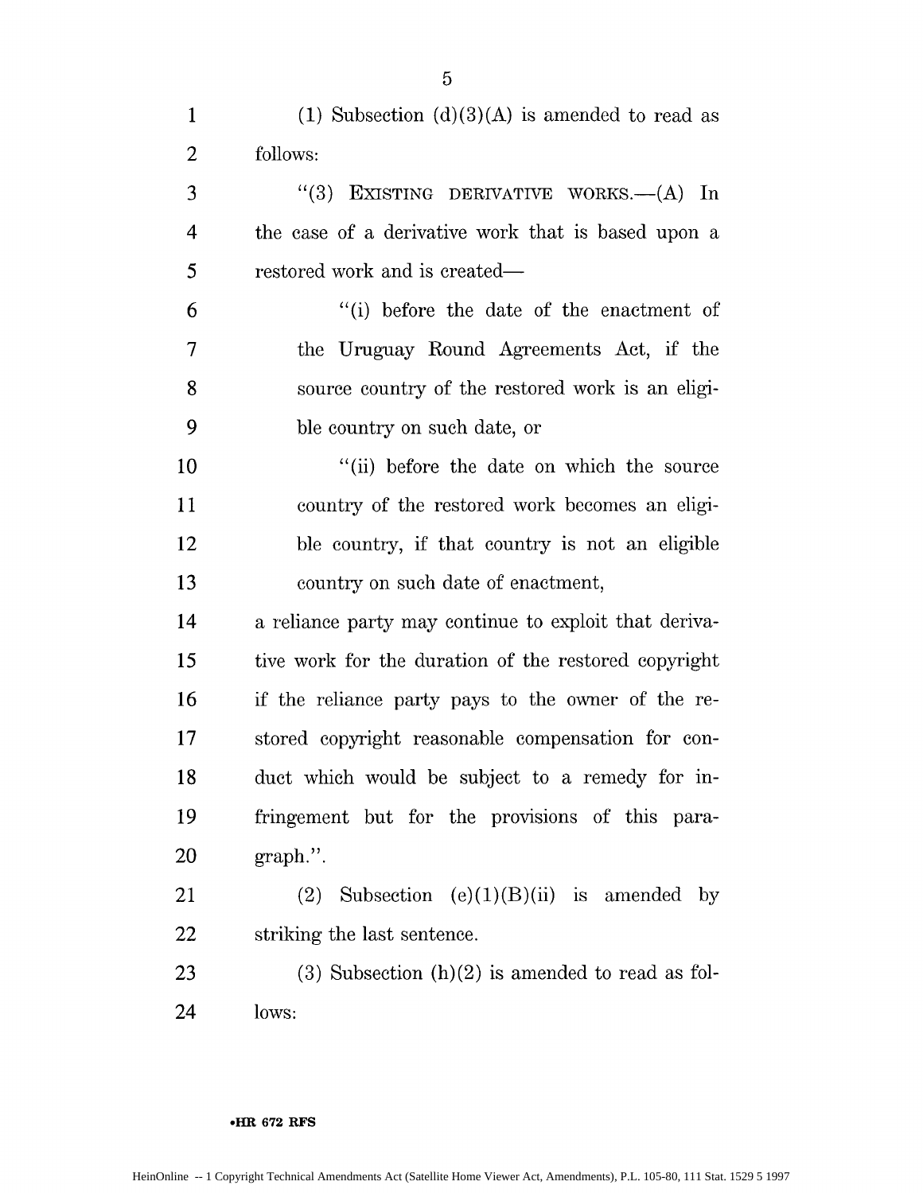(1) Subsection (d)(3)(A) is amended to read as follows:

"(3) EXISTING DERIVATIVE WORKS.—(A) In the case of a derivative work that is based upon a restored work and is created—

"(i) before the date of the enactment of the Uruguay Round Agreements Act, if the source country of the restored work is an eligible country on such date, or

"(ii) before the date on which the source country of the restored work becomes an eligible country, if that country is not an eligible country on such date of enactment,

a reliance party may continue to exploit that derivative work for the duration of the restored copyright if the reliance party pays to the owner of the restored copyright reasonable compensation for conduct which would be subject to a remedy for infringement but for the provisions of this paragraph.".

(2) Subsection (e)(1)(B)(ii) is amended by striking the last sentence.

(3) Subsection (h)(2) is amended to read as follows: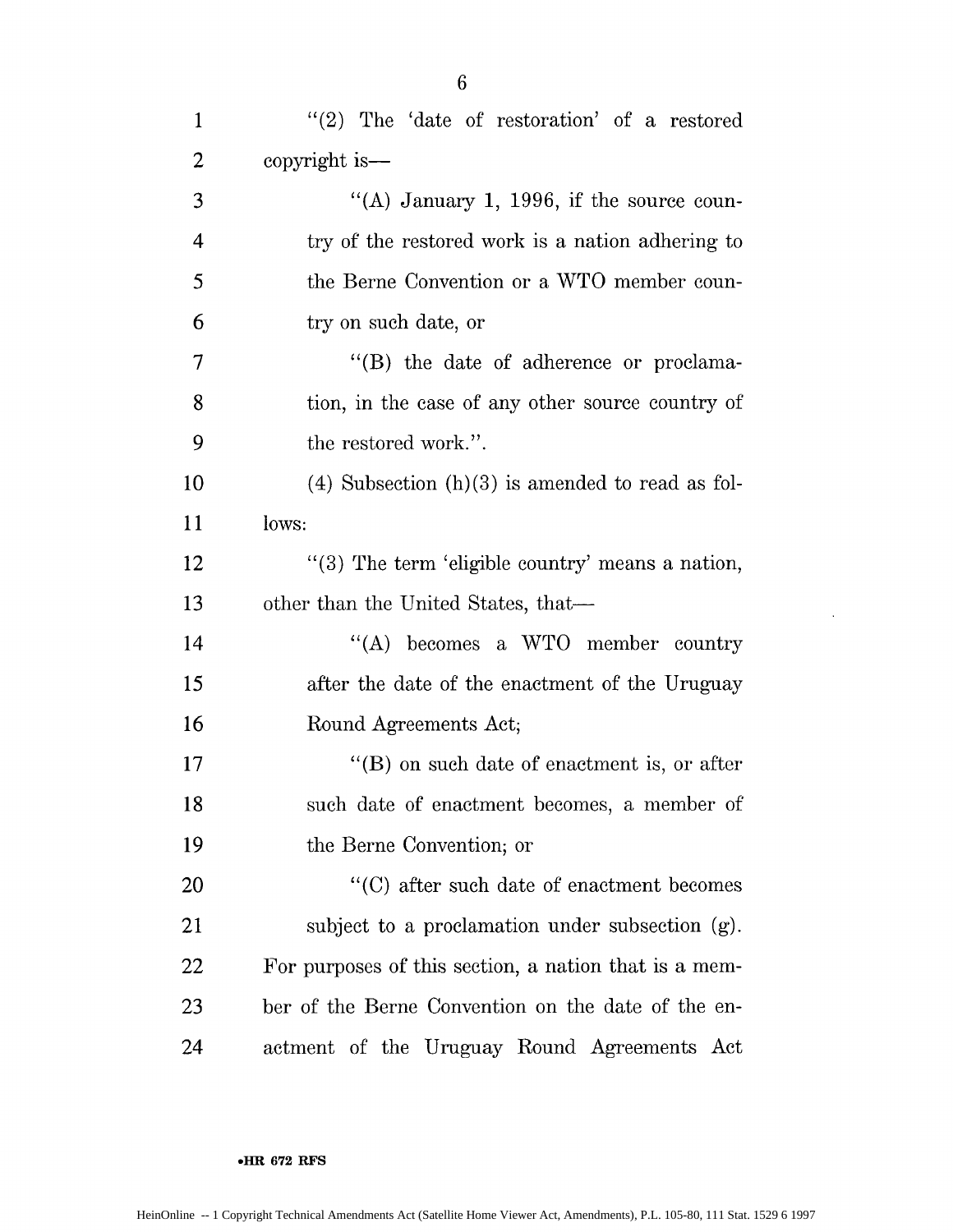"(2) The 'date of restoration' of a restored copyright is—

"(A) January 1, 1996, if the source country of the restored work is a nation adhering to the Berne Convention or a WTO member country on such date, or

"(B) the date of adherence or proclamation, in the case of any other source country of the restored work.".

(4) Subsection (h)(3) is amended to read as follows:

"(3) The term 'eligible country' means a nation, other than the United States, that—

"(A) becomes a WTO member country after the date of the enactment of the Uruguay Round Agreements Act;

"(B) on such date of enactment is, or after such date of enactment becomes, a member of the Berne Convention; or

"(C) after such date of enactment becomes subject to a proclamation under subsection (g).

For purposes of this section, a nation that is a member of the Berne Convention on the date of the enactment of the Uruguay Round Agreements Act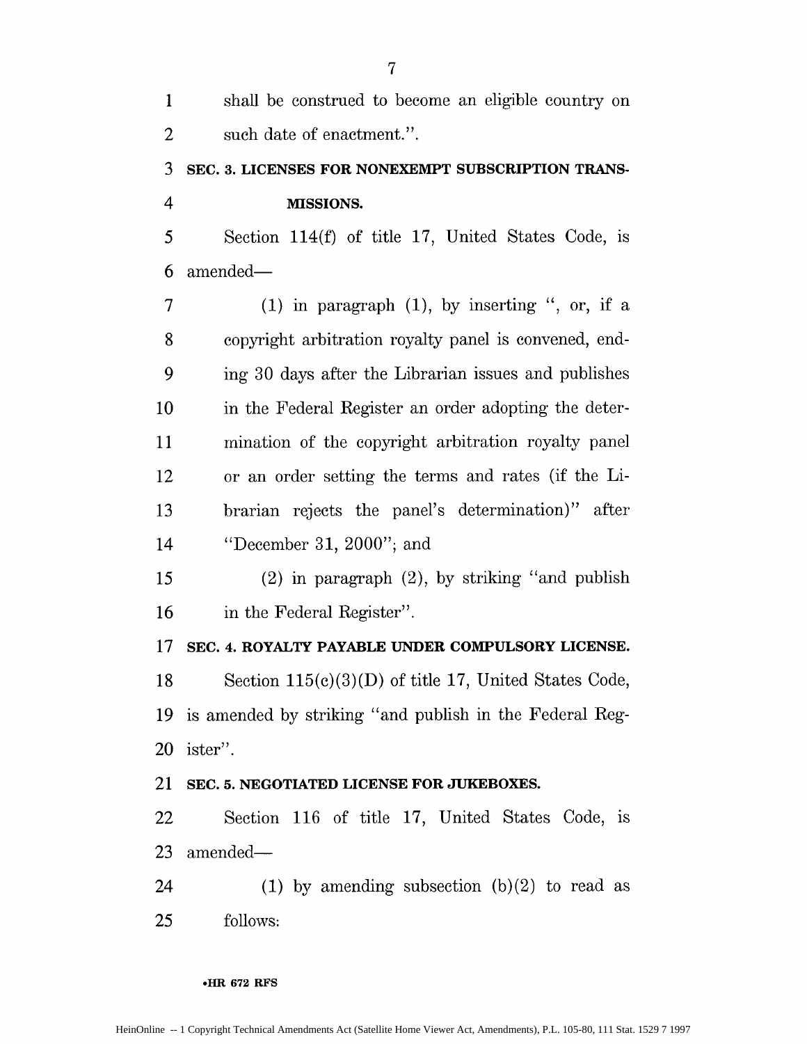shall be construed to become an eligible country on such date of enactment.".

**SEC. 3. LICENSES FOR NONEXEMPT SUBSCRIPTION TRANSMISSIONS.**

Section 114(f) of title 17, United States Code, is amended—

(1) in paragraph (1), by inserting ", or, if a copyright arbitration royalty panel is convened, ending 30 days after the Librarian issues and publishes in the Federal Register an order adopting the determination of the copyright arbitration royalty panel or an order setting the terms and rates (if the Librarian rejects the panel's determination)" after "December 31, 2000"; and

(2) in paragraph (2), by striking "and publish in the Federal Register".

**SEC. 4. ROYALTY PAYABLE UNDER COMPULSORY LICENSE.**

Section 115(c)(3)(D) of title 17, United States Code, is amended by striking "and publish in the Federal Register".

**SEC. 5. NEGOTIATED LICENSE FOR JUKEBOXES.**

Section 116 of title 17, United States Code, is amended—

(1) by amending subsection (b)(2) to read as follows: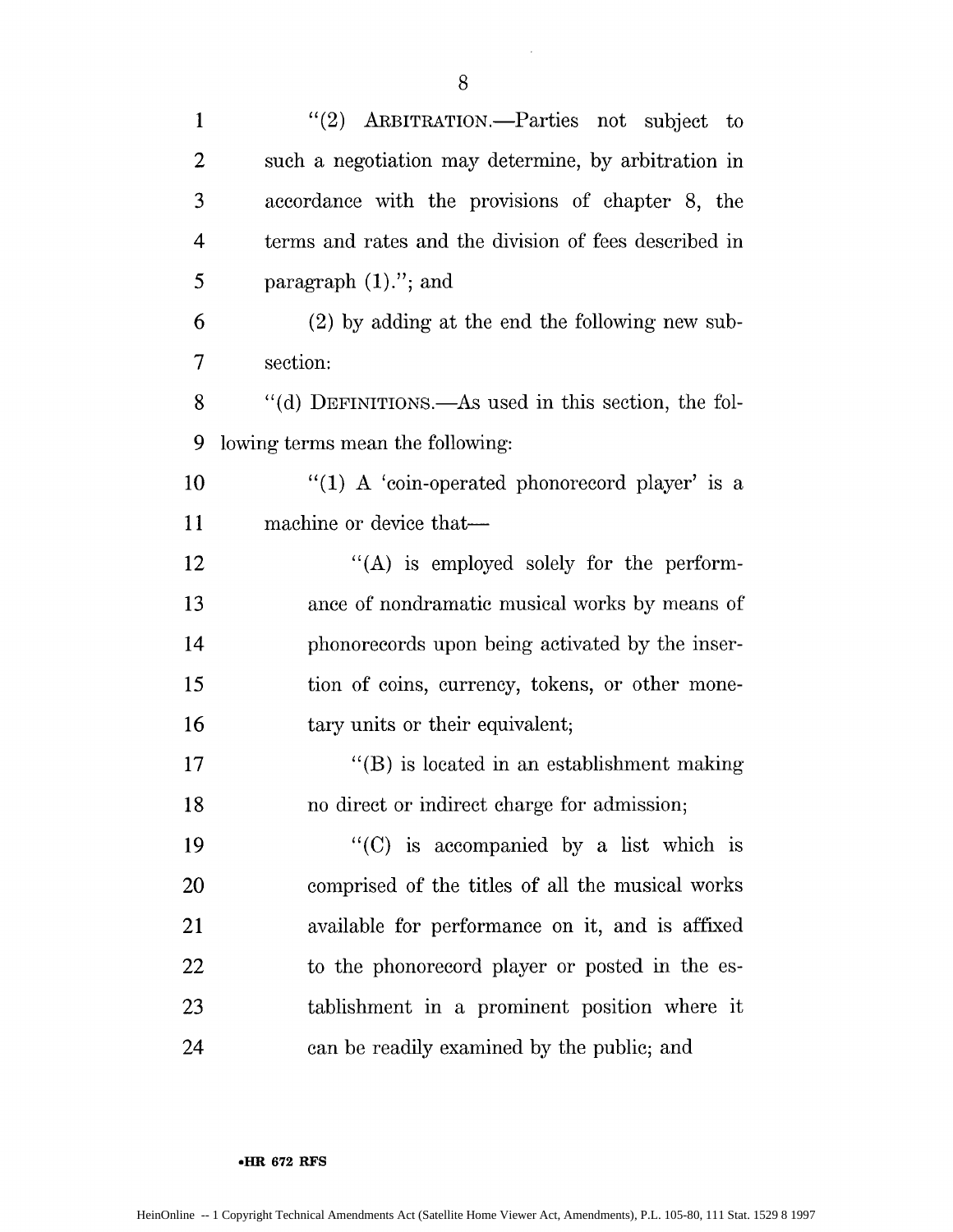"(2) ARBITRATION.—Parties not subject to such a negotiation may determine, by arbitration in accordance with the provisions of chapter 8, the terms and rates and the division of fees described in paragraph (1)."; and

(2) by adding at the end the following new subsection:

"(d) DEFINITIONS.—As used in this section, the following terms mean the following:

"(1) A 'coin-operated phonorecord player' is a machine or device that—

"(A) is employed solely for the performance of nondramatic musical works by means of phonorecords upon being activated by the insertion of coins, currency, tokens, or other monetary units or their equivalent;

"(B) is located in an establishment making no direct or indirect charge for admission;

"(C) is accompanied by a list which is comprised of the titles of all the musical works available for performance on it, and is affixed to the phonorecord player or posted in the establishment in a prominent position where it can be readily examined by the public; and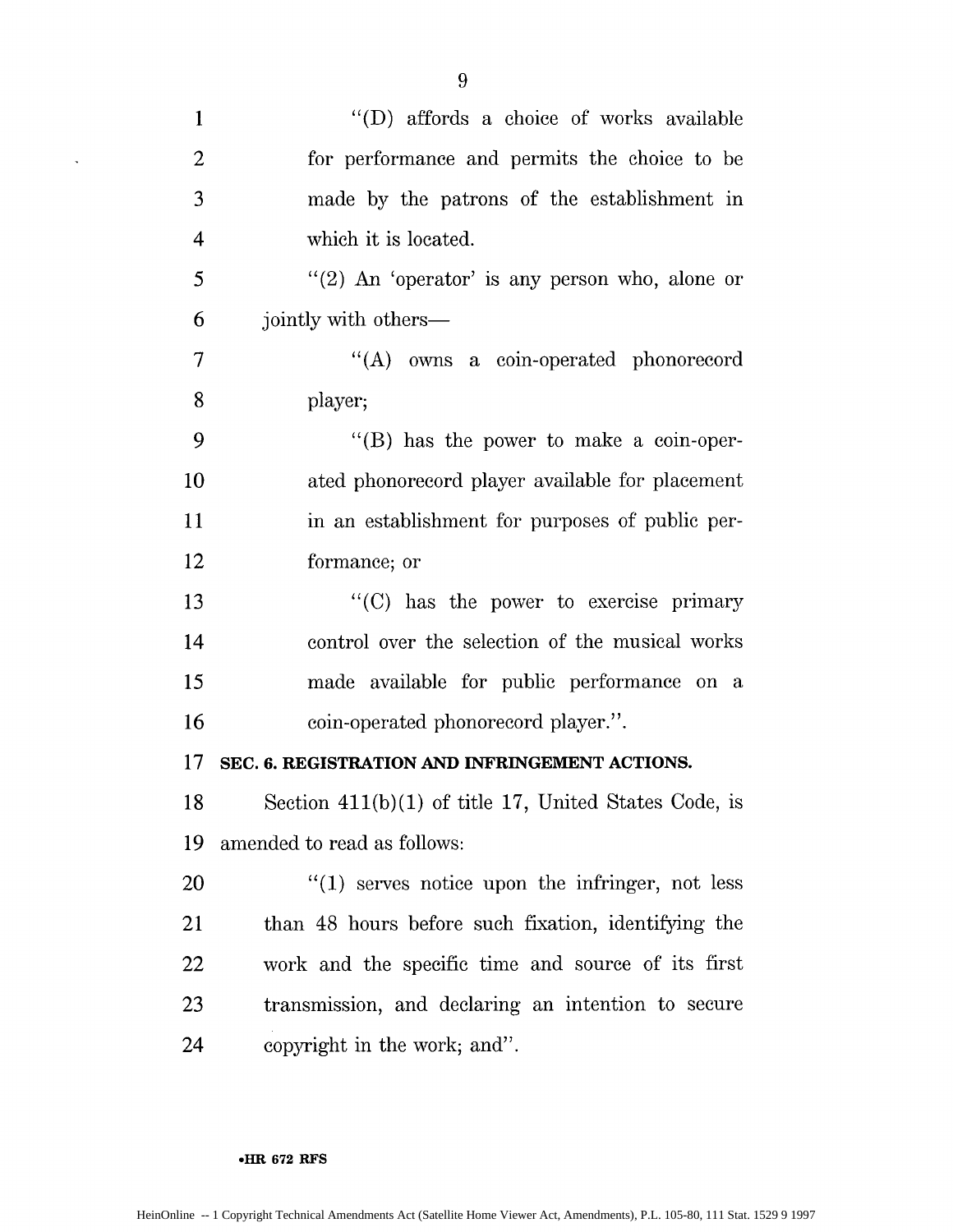"(D) affords a choice of works available for performance and permits the choice to be made by the patrons of the establishment in which it is located.

"(2) An 'operator' is any person who, alone or jointly with others—

"(A) owns a coin-operated phonorecord player;

"(B) has the power to make a coin-operated phonorecord player available for placement in an establishment for purposes of public performance; or

"(C) has the power to exercise primary control over the selection of the musical works made available for public performance on a coin-operated phonorecord player.".

**SEC. 6. REGISTRATION AND INFRINGEMENT ACTIONS.**

Section 411(b)(1) of title 17, United States Code, is amended to read as follows:

"(1) serves notice upon the infringer, not less than 48 hours before such fixation, identifying the work and the specific time and source of its first transmission, and declaring an intention to secure copyright in the work; and".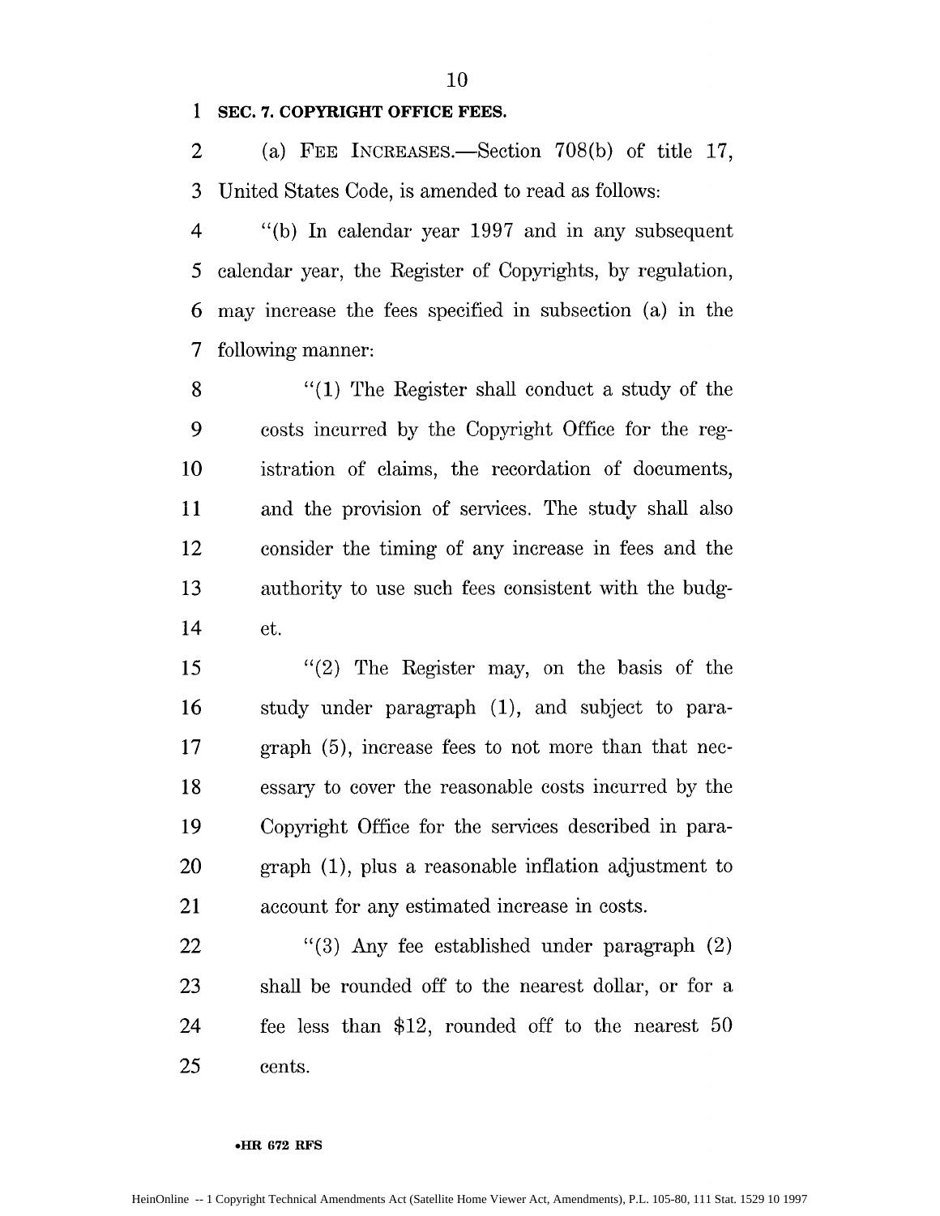**SEC. 7. COPYRIGHT OFFICE FEES.**

(a) FEE INCREASES.—Section 708(b) of title 17, United States Code, is amended to read as follows:

"(b) In calendar year 1997 and in any subsequent calendar year, the Register of Copyrights, by regulation, may increase the fees specified in subsection (a) in the following manner:

"(1) The Register shall conduct a study of the costs incurred by the Copyright Office for the registration of claims, the recordation of documents, and the provision of services. The study shall also consider the timing of any increase in fees and the authority to use such fees consistent with the budget.

"(2) The Register may, on the basis of the study under paragraph (1), and subject to paragraph (5), increase fees to not more than that necessary to cover the reasonable costs incurred by the Copyright Office for the services described in paragraph (1), plus a reasonable inflation adjustment to account for any estimated increase in costs.

"(3) Any fee established under paragraph (2) shall be rounded off to the nearest dollar, or for a fee less than $12, rounded off to the nearest 50 cents.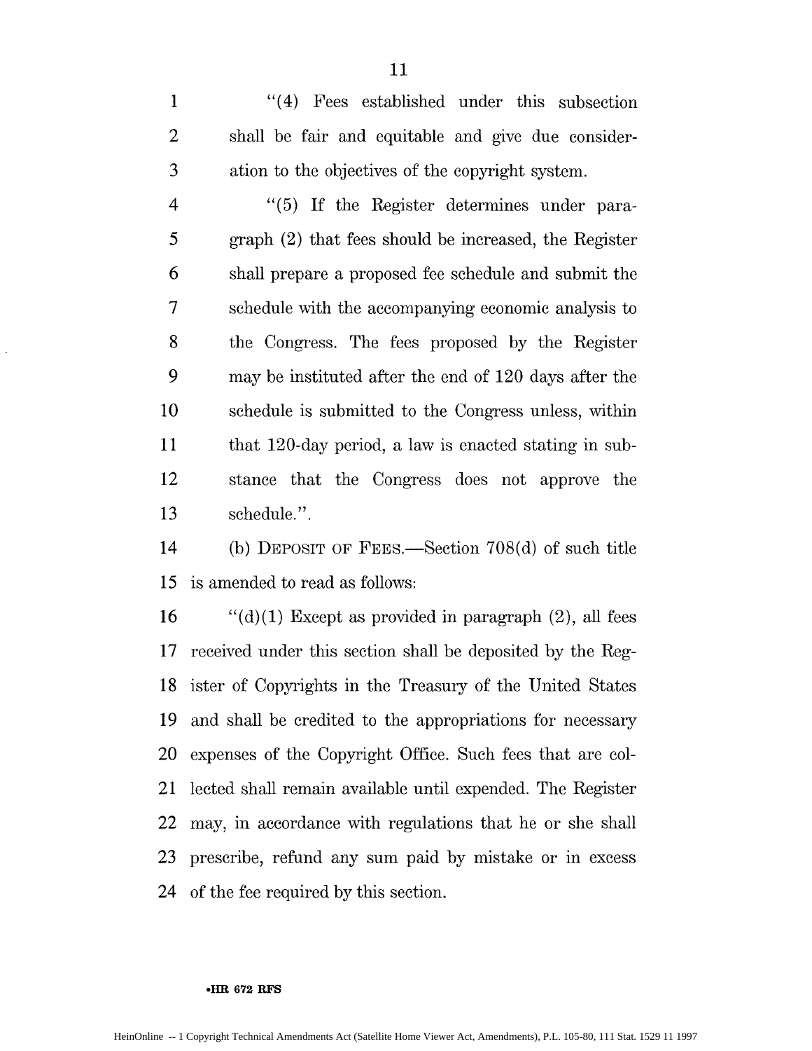"(4) Fees established under this subsection shall be fair and equitable and give due consideration to the objectives of the copyright system.

"(5) If the Register determines under paragraph (2) that fees should be increased, the Register shall prepare a proposed fee schedule and submit the schedule with the accompanying economic analysis to the Congress. The fees proposed by the Register may be instituted after the end of 120 days after the schedule is submitted to the Congress unless, within that 120-day period, a law is enacted stating in substance that the Congress does not approve the schedule.".

(b) DEPOSIT OF FEES.—Section 708(d) of such title is amended to read as follows:

"(d)(1) Except as provided in paragraph (2), all fees received under this section shall be deposited by the Register of Copyrights in the Treasury of the United States and shall be credited to the appropriations for necessary expenses of the Copyright Office. Such fees that are collected shall remain available until expended. The Register may, in accordance with regulations that he or she shall prescribe, refund any sum paid by mistake or in excess of the fee required by this section.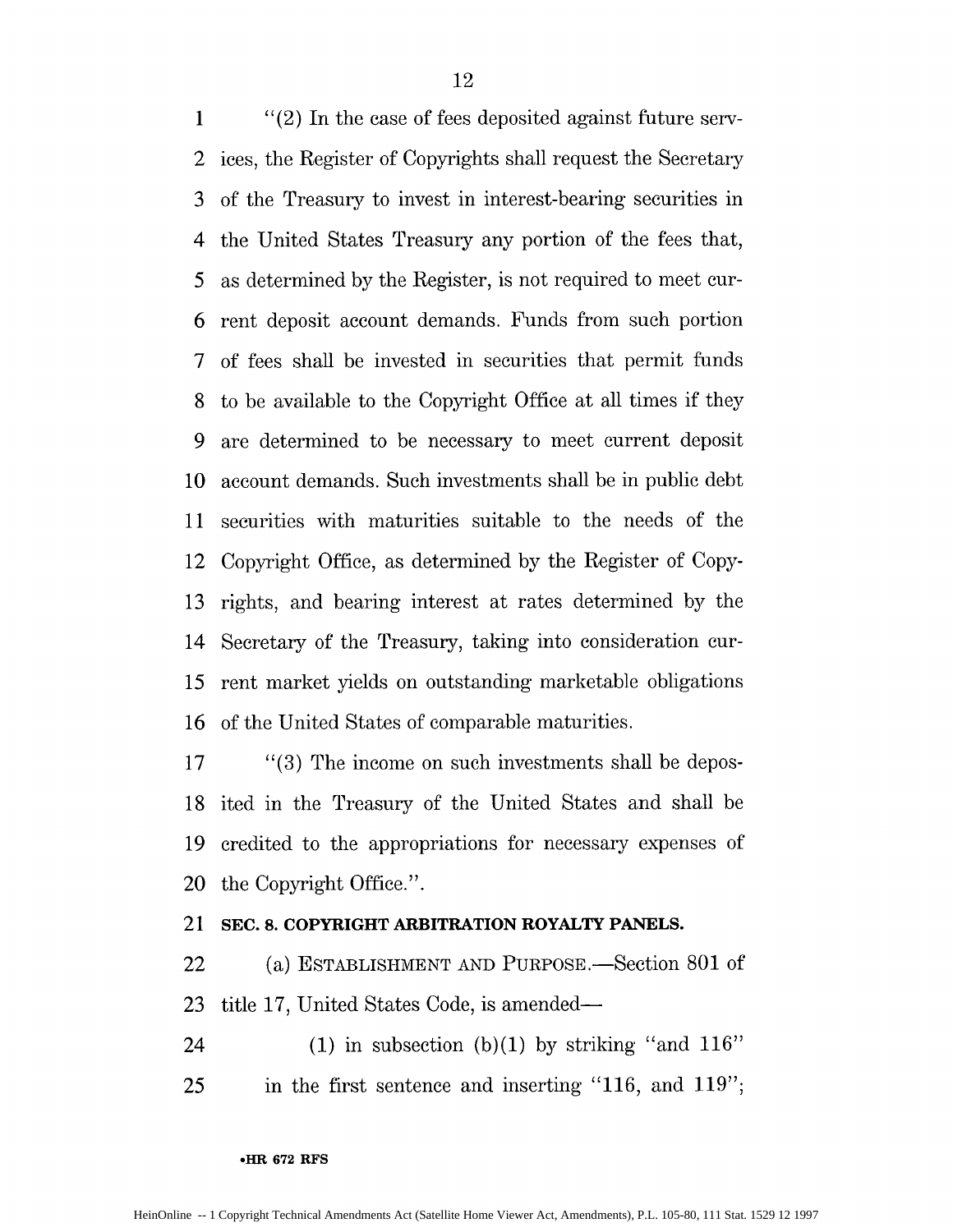"(2) In the case of fees deposited against future services, the Register of Copyrights shall request the Secretary of the Treasury to invest in interest-bearing securities in the United States Treasury any portion of the fees that, as determined by the Register, is not required to meet current deposit account demands. Funds from such portion of fees shall be invested in securities that permit funds to be available to the Copyright Office at all times if they are determined to be necessary to meet current deposit account demands. Such investments shall be in public debt securities with maturities suitable to the needs of the Copyright Office, as determined by the Register of Copyrights, and bearing interest at rates determined by the Secretary of the Treasury, taking into consideration current market yields on outstanding marketable obligations of the United States of comparable maturities.

"(3) The income on such investments shall be deposited in the Treasury of the United States and shall be credited to the appropriations for necessary expenses of the Copyright Office.".

**SEC. 8. COPYRIGHT ARBITRATION ROYALTY PANELS.**

(a) ESTABLISHMENT AND PURPOSE.—Section 801 of title 17, United States Code, is amended—

(1) in subsection (b)(1) by striking "and 116" in the first sentence and inserting "116, and 119";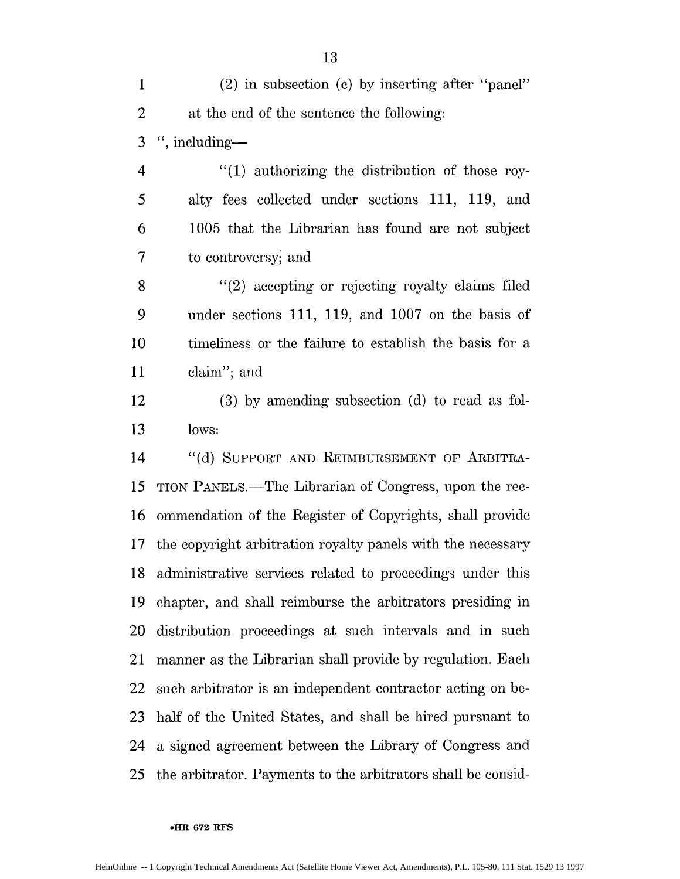(2) in subsection (c) by inserting after "panel" at the end of the sentence the following:

", including—

"(1) authorizing the distribution of those royalty fees collected under sections 111, 119, and 1005 that the Librarian has found are not subject to controversy; and

"(2) accepting or rejecting royalty claims filed under sections 111, 119, and 1007 on the basis of timeliness or the failure to establish the basis for a claim"; and

(3) by amending subsection (d) to read as follows:

"(d) SUPPORT AND REIMBURSEMENT OF ARBITRATION PANELS.—The Librarian of Congress, upon the recommendation of the Register of Copyrights, shall provide the copyright arbitration royalty panels with the necessary administrative services related to proceedings under this chapter, and shall reimburse the arbitrators presiding in distribution proceedings at such intervals and in such manner as the Librarian shall provide by regulation. Each such arbitrator is an independent contractor acting on behalf of the United States, and shall be hired pursuant to a signed agreement between the Library of Congress and the arbitrator. Payments to the arbitrators shall be consid-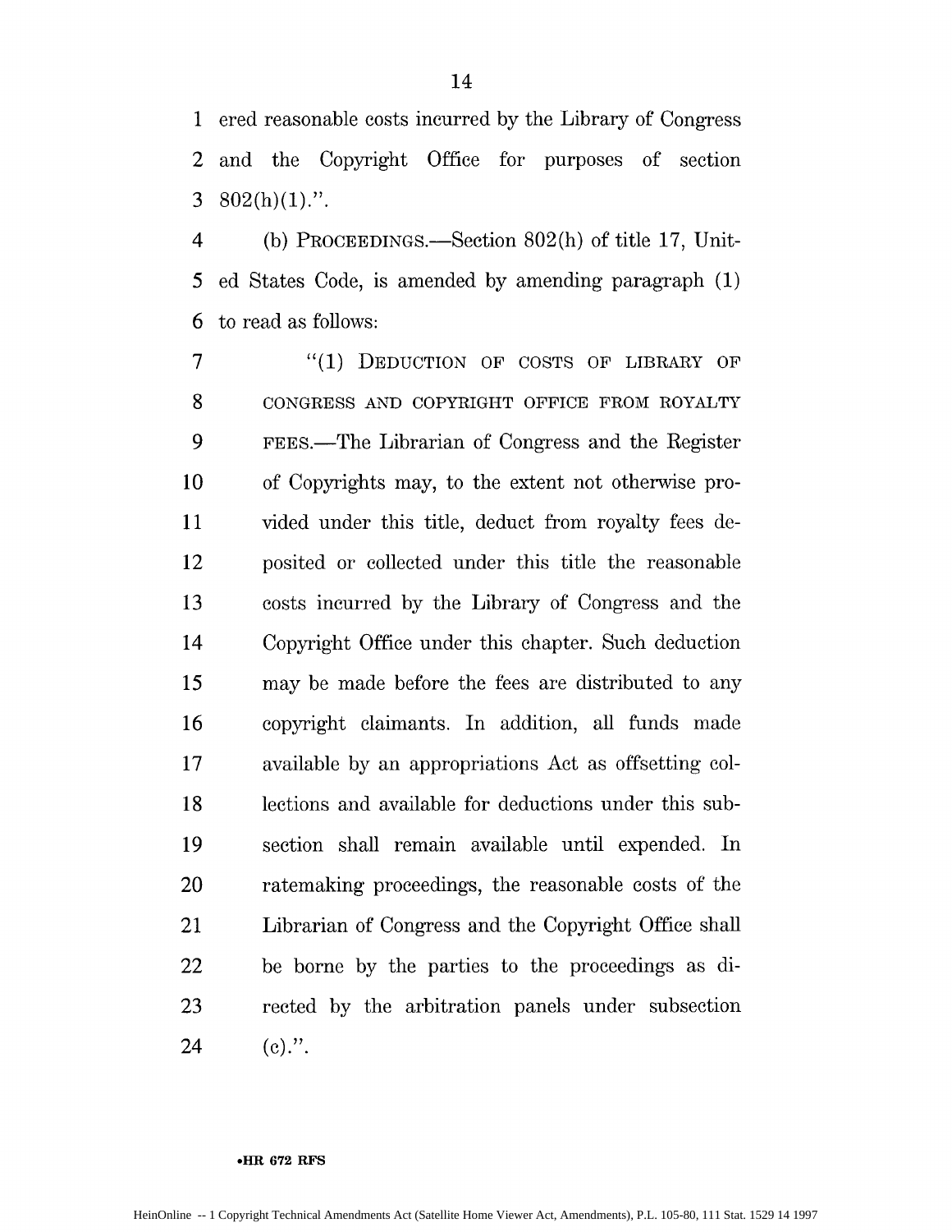ered reasonable costs incurred by the Library of Congress and the Copyright Office for purposes of section 802(h)(1).".

(b) PROCEEDINGS.—Section 802(h) of title 17, United States Code, is amended by amending paragraph (1) to read as follows:

"(1) DEDUCTION OF COSTS OF LIBRARY OF CONGRESS AND COPYRIGHT OFFICE FROM ROYALTY FEES.—The Librarian of Congress and the Register of Copyrights may, to the extent not otherwise provided under this title, deduct from royalty fees deposited or collected under this title the reasonable costs incurred by the Library of Congress and the Copyright Office under this chapter. Such deduction may be made before the fees are distributed to any copyright claimants. In addition, all funds made available by an appropriations Act as offsetting collections and available for deductions under this subsection shall remain available until expended. In ratemaking proceedings, the reasonable costs of the Librarian of Congress and the Copyright Office shall be borne by the parties to the proceedings as directed by the arbitration panels under subsection (c).".

•HR 672 RFS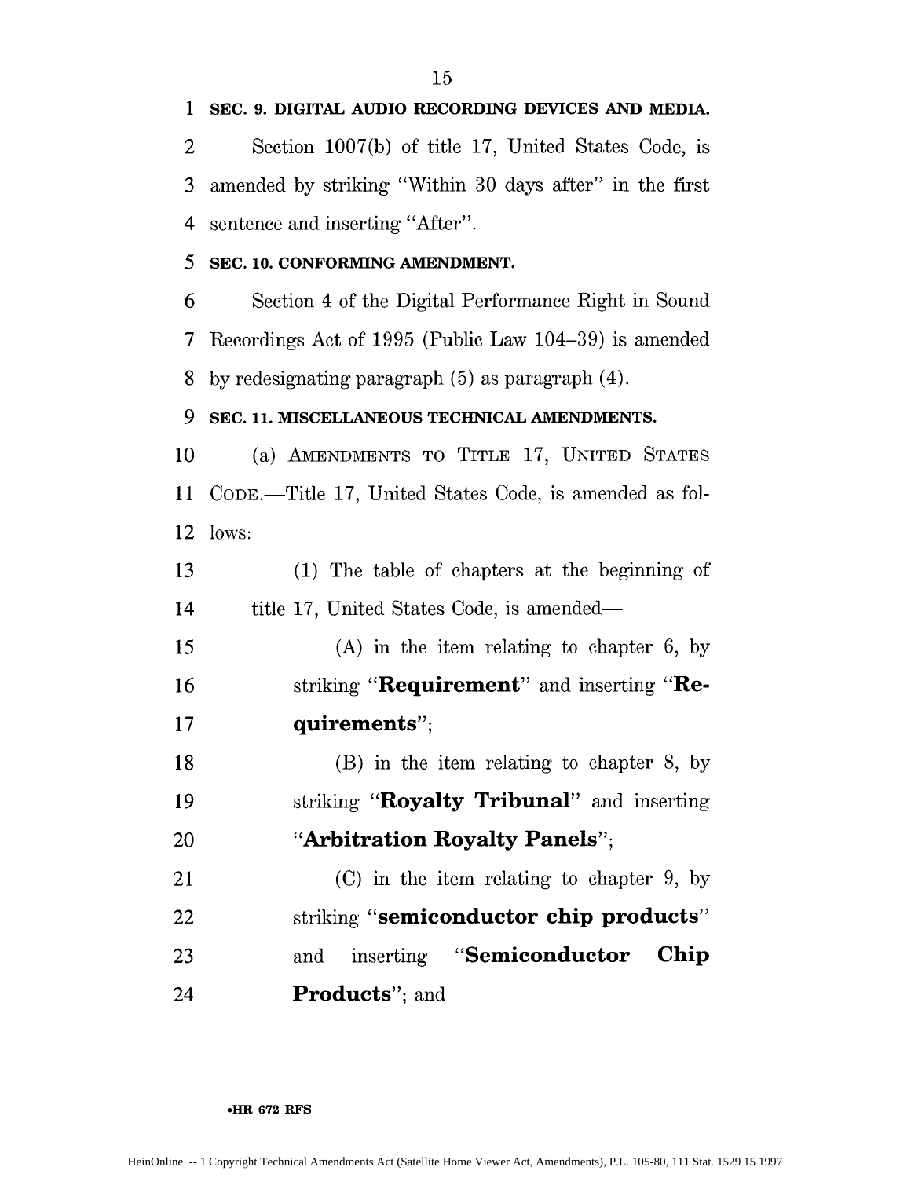**SEC. 9. DIGITAL AUDIO RECORDING DEVICES AND MEDIA.**

Section 1007(b) of title 17, United States Code, is amended by striking "Within 30 days after" in the first sentence and inserting "After".

**SEC. 10. CONFORMING AMENDMENT.**

Section 4 of the Digital Performance Right in Sound Recordings Act of 1995 (Public Law 104–39) is amended by redesignating paragraph (5) as paragraph (4).

**SEC. 11. MISCELLANEOUS TECHNICAL AMENDMENTS.**

(a) AMENDMENTS TO TITLE 17, UNITED STATES CODE.—Title 17, United States Code, is amended as follows:

(1) The table of chapters at the beginning of title 17, United States Code, is amended—

(A) in the item relating to chapter 6, by striking "**Requirement**" and inserting "**Requirements**";

(B) in the item relating to chapter 8, by striking "**Royalty Tribunal**" and inserting "**Arbitration Royalty Panels**";

(C) in the item relating to chapter 9, by striking "**semiconductor chip products**" and inserting "**Semiconductor Chip Products**"; and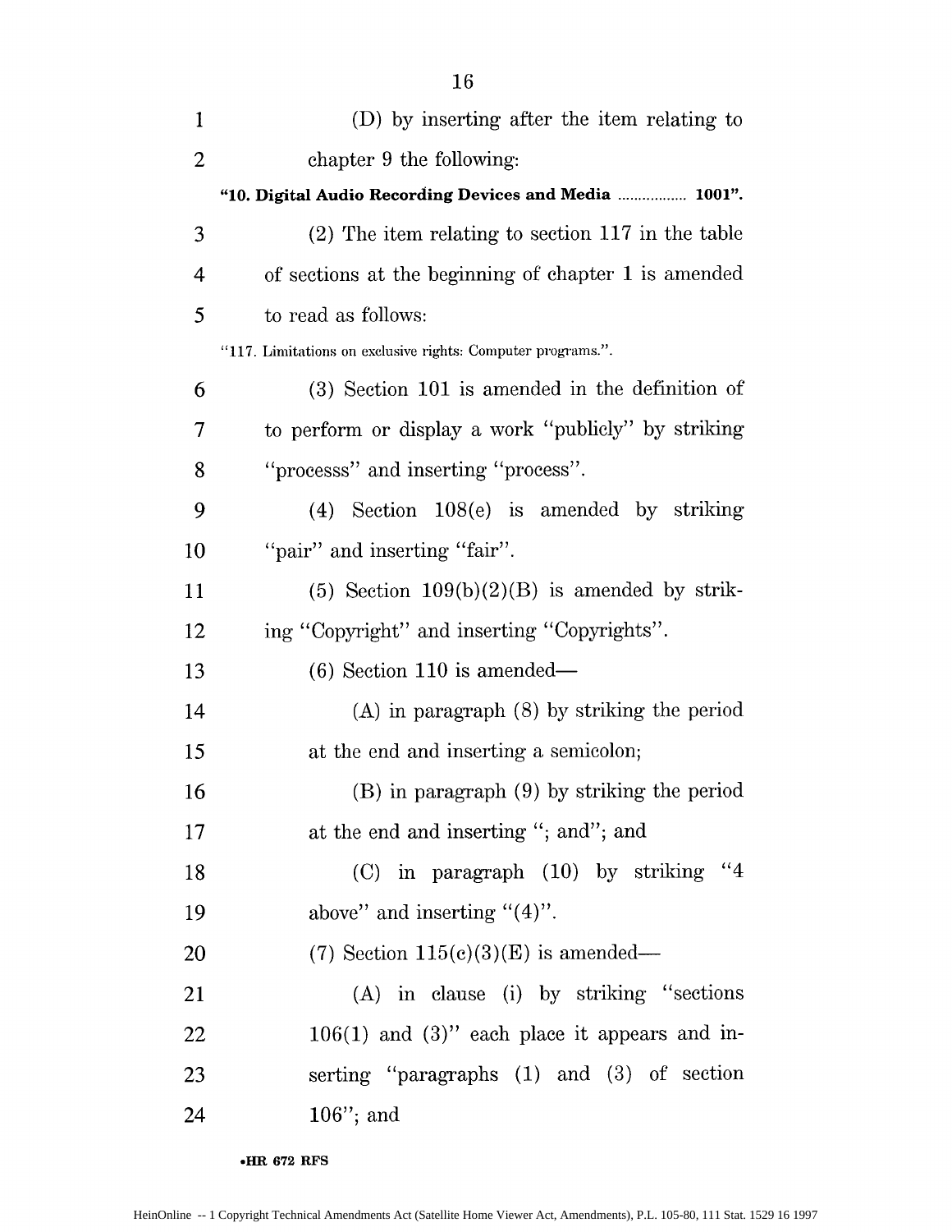(D) by inserting after the item relating to chapter 9 the following:

**"10. Digital Audio Recording Devices and Media ................. 1001".**

(2) The item relating to section 117 in the table of sections at the beginning of chapter 1 is amended to read as follows:

"117. Limitations on exclusive rights: Computer programs.".

(3) Section 101 is amended in the definition of to perform or display a work "publicly" by striking "processs" and inserting "process".

(4) Section 108(e) is amended by striking "pair" and inserting "fair".

(5) Section 109(b)(2)(B) is amended by striking "Copyright" and inserting "Copyrights".

(6) Section 110 is amended—

(A) in paragraph (8) by striking the period at the end and inserting a semicolon;

(B) in paragraph (9) by striking the period at the end and inserting "; and"; and

(C) in paragraph (10) by striking "4 above" and inserting "(4)".

(7) Section 115(c)(3)(E) is amended—

(A) in clause (i) by striking "sections 106(1) and (3)" each place it appears and inserting "paragraphs (1) and (3) of section 106"; and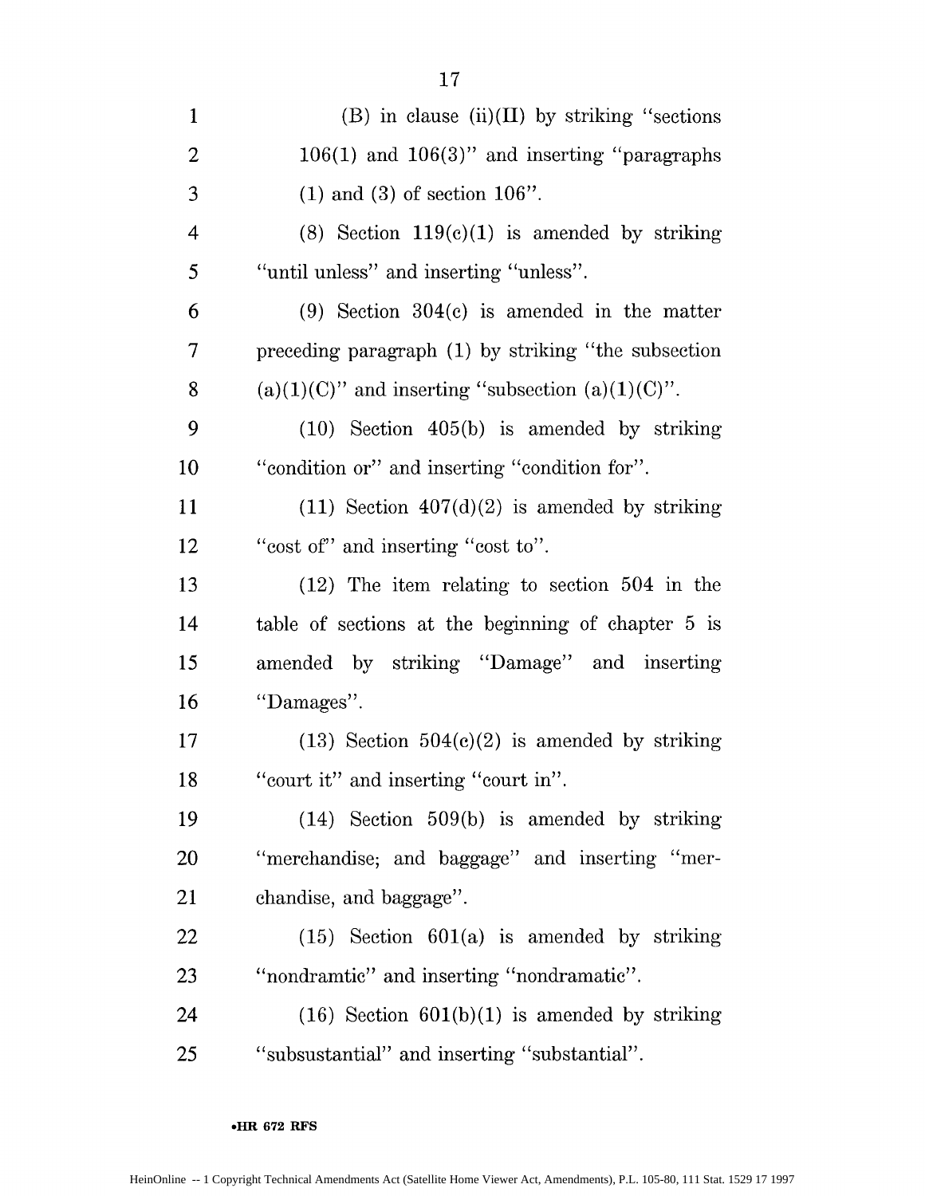(B) in clause (ii)(II) by striking "sections 106(1) and 106(3)" and inserting "paragraphs (1) and (3) of section 106".

(8) Section 119(c)(1) is amended by striking "until unless" and inserting "unless".

(9) Section 304(c) is amended in the matter preceding paragraph (1) by striking "the subsection (a)(1)(C)" and inserting "subsection (a)(1)(C)".

(10) Section 405(b) is amended by striking "condition or" and inserting "condition for".

(11) Section 407(d)(2) is amended by striking "cost of" and inserting "cost to".

(12) The item relating to section 504 in the table of sections at the beginning of chapter 5 is amended by striking "Damage" and inserting "Damages".

(13) Section 504(c)(2) is amended by striking "court it" and inserting "court in".

(14) Section 509(b) is amended by striking "merchandise; and baggage" and inserting "merchandise, and baggage".

(15) Section 601(a) is amended by striking "nondramtic" and inserting "nondramatic".

(16) Section 601(b)(1) is amended by striking "subsustantial" and inserting "substantial".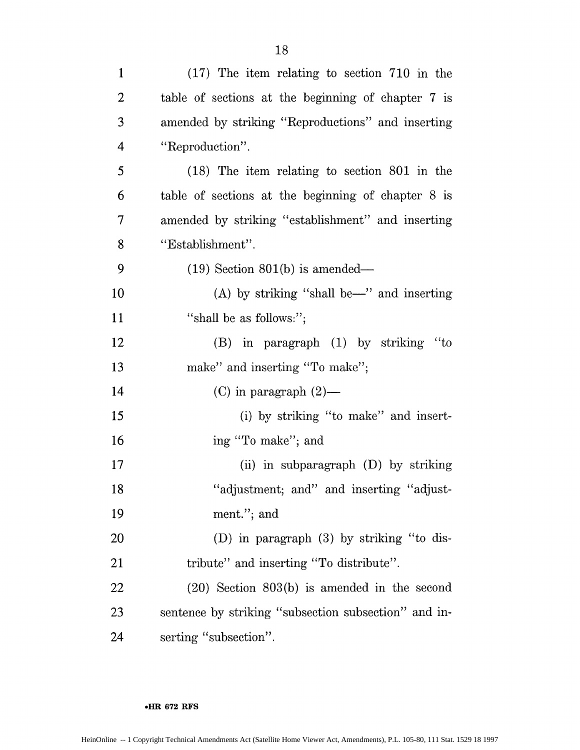(17) The item relating to section 710 in the table of sections at the beginning of chapter 7 is amended by striking "Reproductions" and inserting "Reproduction".

(18) The item relating to section 801 in the table of sections at the beginning of chapter 8 is amended by striking "establishment" and inserting "Establishment".

(19) Section 801(b) is amended—

(A) by striking "shall be—" and inserting "shall be as follows:";

(B) in paragraph (1) by striking "to make" and inserting "To make";

(C) in paragraph (2)—

(i) by striking "to make" and inserting "To make"; and

(ii) in subparagraph (D) by striking "adjustment; and" and inserting "adjustment."; and

(D) in paragraph (3) by striking "to distribute" and inserting "To distribute".

(20) Section 803(b) is amended in the second sentence by striking "subsection subsection" and inserting "subsection".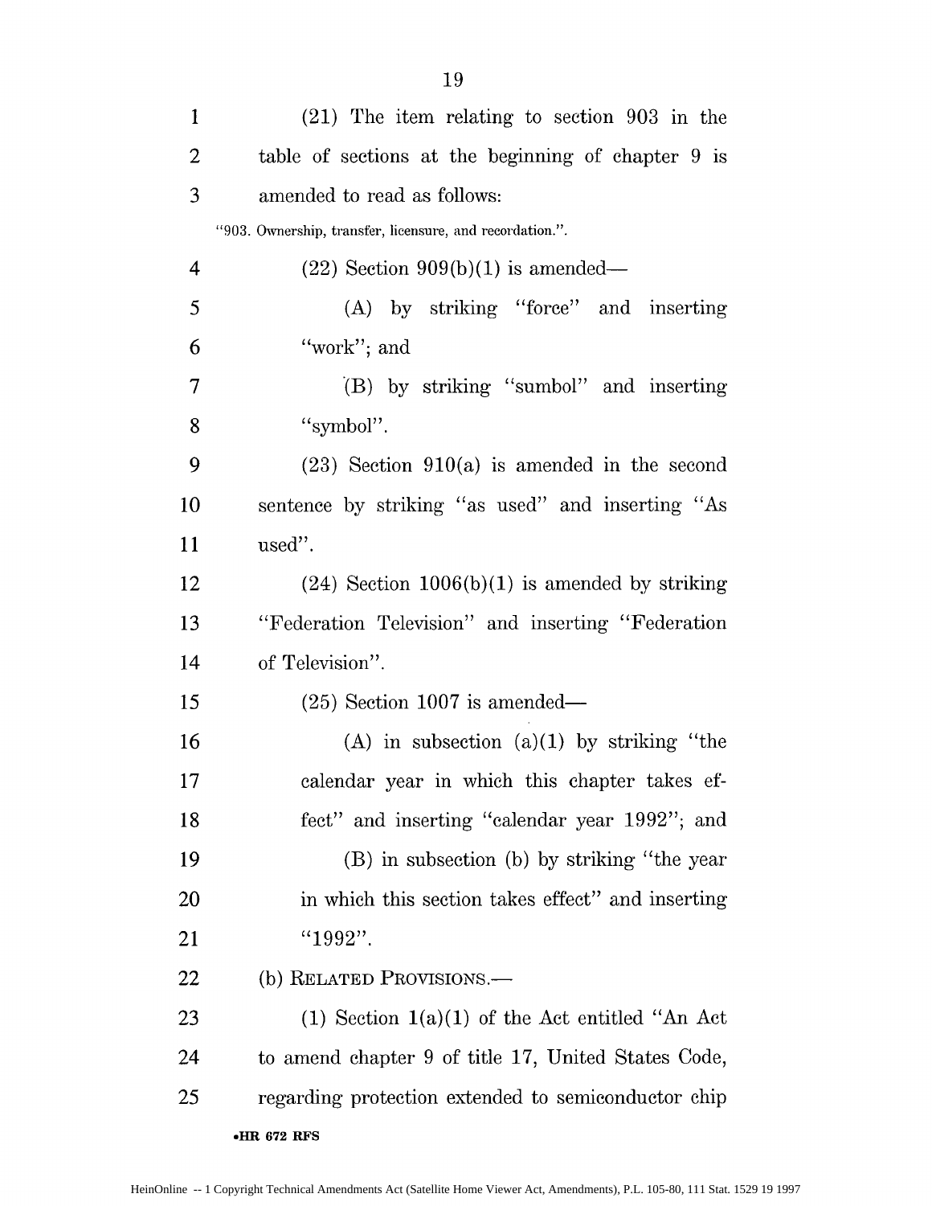(21) The item relating to section 903 in the table of sections at the beginning of chapter 9 is amended to read as follows:

"903. Ownership, transfer, licensure, and recordation.".

(22) Section 909(b)(1) is amended—

(A) by striking "force" and inserting "work"; and

(B) by striking "sumbol" and inserting "symbol".

(23) Section 910(a) is amended in the second sentence by striking "as used" and inserting "As used".

(24) Section 1006(b)(1) is amended by striking "Federation Television" and inserting "Federation of Television".

(25) Section 1007 is amended—

(A) in subsection (a)(1) by striking "the calendar year in which this chapter takes effect" and inserting "calendar year 1992"; and

(B) in subsection (b) by striking "the year in which this section takes effect" and inserting "1992".

(b) RELATED PROVISIONS.—

(1) Section 1(a)(1) of the Act entitled "An Act to amend chapter 9 of title 17, United States Code, regarding protection extended to semiconductor chip

•HR 672 RFS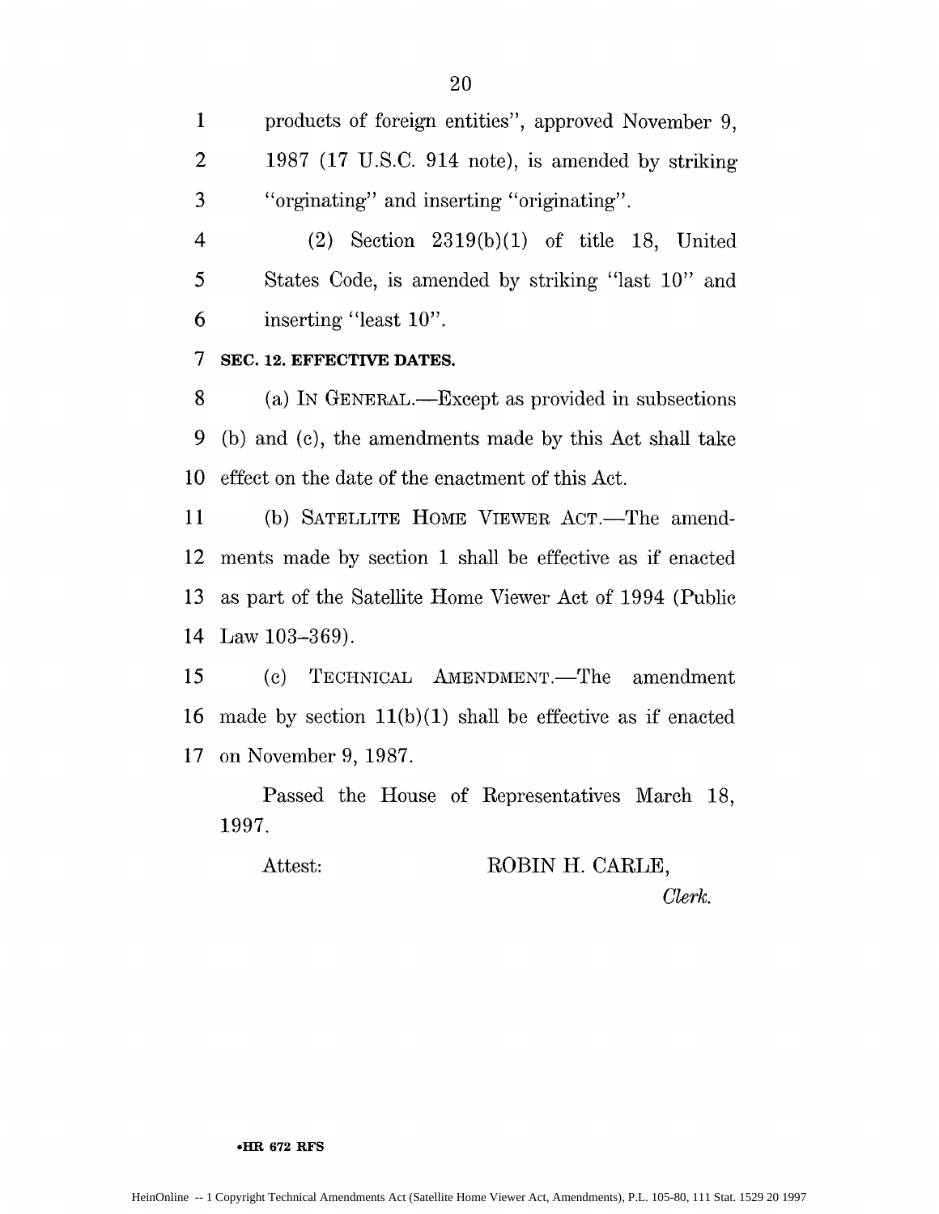products of foreign entities", approved November 9, 1987 (17 U.S.C. 914 note), is amended by striking "orginating" and inserting "originating".

(2) Section 2319(b)(1) of title 18, United States Code, is amended by striking "last 10" and inserting "least 10".

**SEC. 12. EFFECTIVE DATES.**

(a) IN GENERAL.—Except as provided in subsections (b) and (c), the amendments made by this Act shall take effect on the date of the enactment of this Act.

(b) SATELLITE HOME VIEWER ACT.—The amendments made by section 1 shall be effective as if enacted as part of the Satellite Home Viewer Act of 1994 (Public Law 103–369).

(c) TECHNICAL AMENDMENT.—The amendment made by section 11(b)(1) shall be effective as if enacted on November 9, 1987.

Passed the House of Representatives March 18, 1997.

Attest: ROBIN H. CARLE,

*Clerk.*